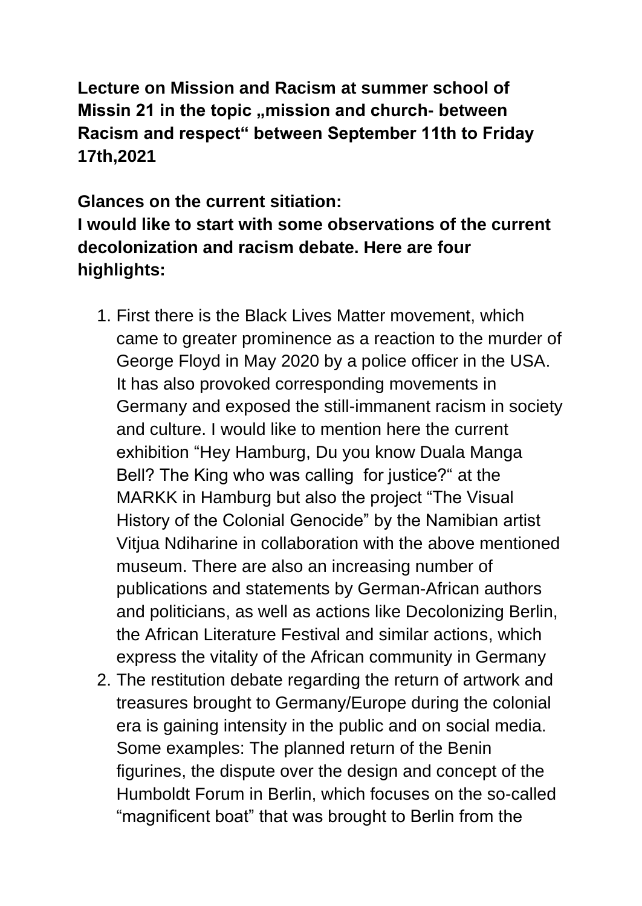**Lecture on Mission and Racism at summer school of Missin 21 in the topic „mission and church- between Racism and respect“ between September 11th to Friday 17th,2021**

**Glances on the current sitiation:**
**I would like to start with some observations of the current decolonization and racism debate. Here are four highlights:**

1. First there is the Black Lives Matter movement, which came to greater prominence as a reaction to the murder of George Floyd in May 2020 by a police officer in the USA. It has also provoked corresponding movements in Germany and exposed the still-immanent racism in society and culture. I would like to mention here the current exhibition “Hey Hamburg, Du you know Duala Manga Bell? The King who was calling for justice?“ at the MARKK in Hamburg but also the project “The Visual History of the Colonial Genocide” by the Namibian artist Vitjua Ndiharine in collaboration with the above mentioned museum. There are also an increasing number of publications and statements by German-African authors and politicians, as well as actions like Decolonizing Berlin, the African Literature Festival and similar actions, which express the vitality of the African community in Germany
2. The restitution debate regarding the return of artwork and treasures brought to Germany/Europe during the colonial era is gaining intensity in the public and on social media. Some examples: The planned return of the Benin figurines, the dispute over the design and concept of the Humboldt Forum in Berlin, which focuses on the so-called “magnificent boat” that was brought to Berlin from the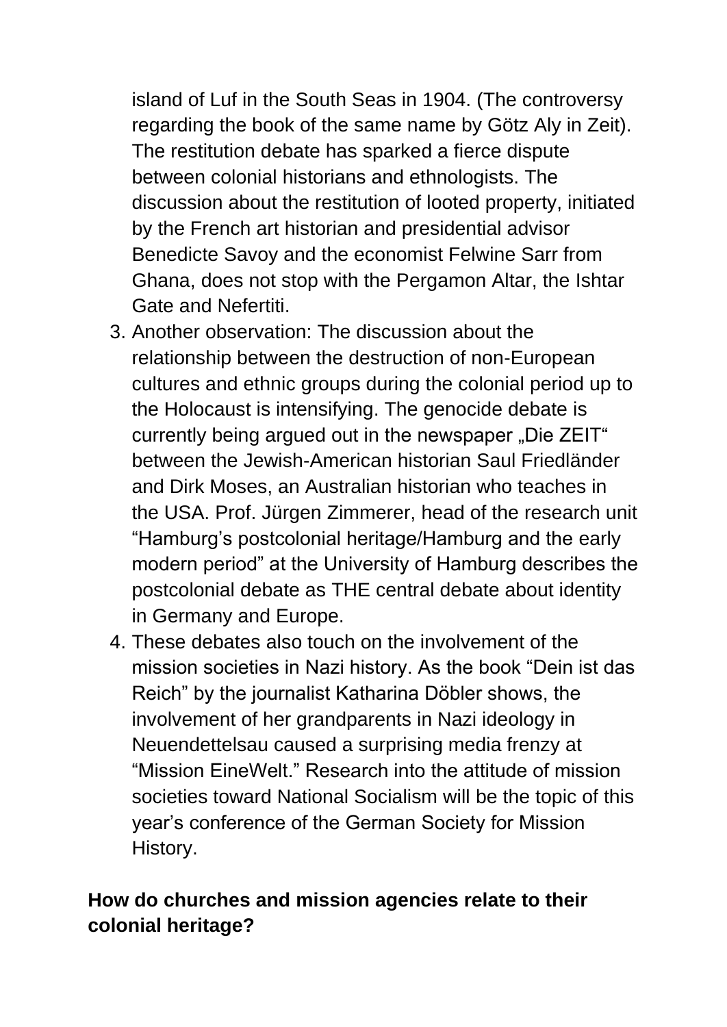island of Luf in the South Seas in 1904. (The controversy regarding the book of the same name by Götz Aly in Zeit). The restitution debate has sparked a fierce dispute between colonial historians and ethnologists. The discussion about the restitution of looted property, initiated by the French art historian and presidential advisor Benedicte Savoy and the economist Felwine Sarr from Ghana, does not stop with the Pergamon Altar, the Ishtar Gate and Nefertiti.

3. Another observation: The discussion about the relationship between the destruction of non-European cultures and ethnic groups during the colonial period up to the Holocaust is intensifying. The genocide debate is currently being argued out in the newspaper „Die ZEIT" between the Jewish-American historian Saul Friedländer and Dirk Moses, an Australian historian who teaches in the USA. Prof. Jürgen Zimmerer, head of the research unit "Hamburg's postcolonial heritage/Hamburg and the early modern period" at the University of Hamburg describes the postcolonial debate as THE central debate about identity in Germany and Europe.
4. These debates also touch on the involvement of the mission societies in Nazi history. As the book "Dein ist das Reich" by the journalist Katharina Döbler shows, the involvement of her grandparents in Nazi ideology in Neuendettelsau caused a surprising media frenzy at "Mission EineWelt." Research into the attitude of mission societies toward National Socialism will be the topic of this year's conference of the German Society for Mission History.

**How do churches and mission agencies relate to their colonial heritage?**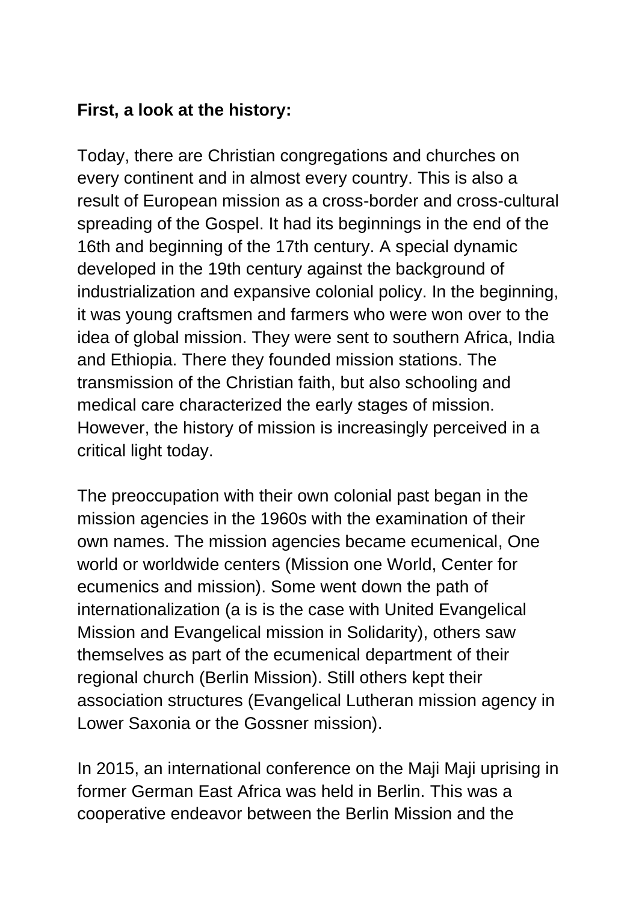**First, a look at the history:**

Today, there are Christian congregations and churches on every continent and in almost every country. This is also a result of European mission as a cross-border and cross-cultural spreading of the Gospel. It had its beginnings in the end of the 16th and beginning of the 17th century. A special dynamic developed in the 19th century against the background of industrialization and expansive colonial policy. In the beginning, it was young craftsmen and farmers who were won over to the idea of global mission. They were sent to southern Africa, India and Ethiopia. There they founded mission stations. The transmission of the Christian faith, but also schooling and medical care characterized the early stages of mission. However, the history of mission is increasingly perceived in a critical light today.

The preoccupation with their own colonial past began in the mission agencies in the 1960s with the examination of their own names. The mission agencies became ecumenical, One world or worldwide centers (Mission one World, Center for ecumenics and mission). Some went down the path of internationalization (a is is the case with United Evangelical Mission and Evangelical mission in Solidarity), others saw themselves as part of the ecumenical department of their regional church (Berlin Mission). Still others kept their association structures (Evangelical Lutheran mission agency in Lower Saxonia or the Gossner mission).

In 2015, an international conference on the Maji Maji uprising in former German East Africa was held in Berlin. This was a cooperative endeavor between the Berlin Mission and the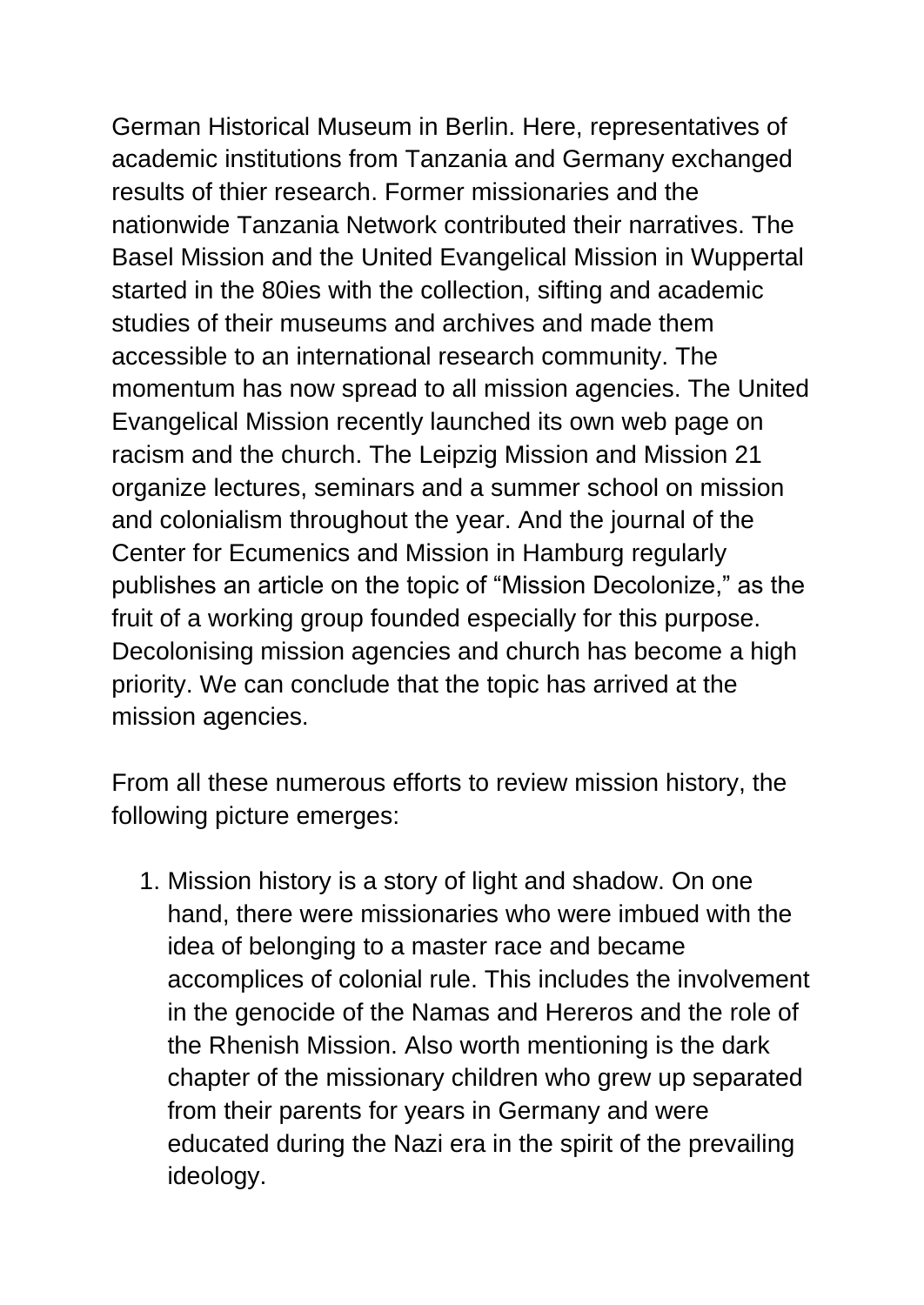German Historical Museum in Berlin. Here, representatives of academic institutions from Tanzania and Germany exchanged results of thier research. Former missionaries and the nationwide Tanzania Network contributed their narratives. The Basel Mission and the United Evangelical Mission in Wuppertal started in the 80ies with the collection, sifting and academic studies of their museums and archives and made them accessible to an international research community. The momentum has now spread to all mission agencies. The United Evangelical Mission recently launched its own web page on racism and the church. The Leipzig Mission and Mission 21 organize lectures, seminars and a summer school on mission and colonialism throughout the year. And the journal of the Center for Ecumenics and Mission in Hamburg regularly publishes an article on the topic of “Mission Decolonize,” as the fruit of a working group founded especially for this purpose. Decolonising mission agencies and church has become a high priority. We can conclude that the topic has arrived at the mission agencies.

From all these numerous efforts to review mission history, the following picture emerges:

1. Mission history is a story of light and shadow. On one hand, there were missionaries who were imbued with the idea of belonging to a master race and became accomplices of colonial rule. This includes the involvement in the genocide of the Namas and Hereros and the role of the Rhenish Mission. Also worth mentioning is the dark chapter of the missionary children who grew up separated from their parents for years in Germany and were educated during the Nazi era in the spirit of the prevailing ideology.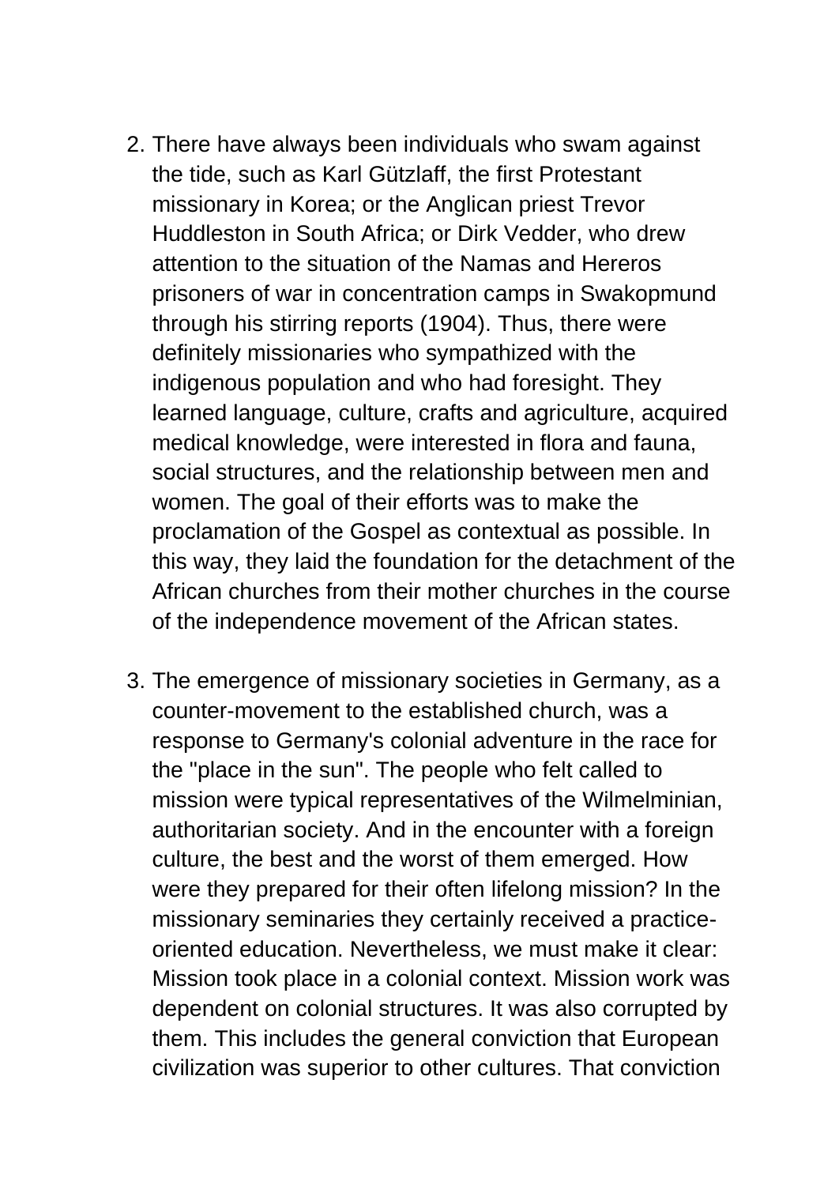2. There have always been individuals who swam against the tide, such as Karl Gützlaff, the first Protestant missionary in Korea; or the Anglican priest Trevor Huddleston in South Africa; or Dirk Vedder, who drew attention to the situation of the Namas and Hereros prisoners of war in concentration camps in Swakopmund through his stirring reports (1904). Thus, there were definitely missionaries who sympathized with the indigenous population and who had foresight. They learned language, culture, crafts and agriculture, acquired medical knowledge, were interested in flora and fauna, social structures, and the relationship between men and women. The goal of their efforts was to make the proclamation of the Gospel as contextual as possible. In this way, they laid the foundation for the detachment of the African churches from their mother churches in the course of the independence movement of the African states.

3. The emergence of missionary societies in Germany, as a counter-movement to the established church, was a response to Germany's colonial adventure in the race for the "place in the sun". The people who felt called to mission were typical representatives of the Wilmelminian, authoritarian society. And in the encounter with a foreign culture, the best and the worst of them emerged. How were they prepared for their often lifelong mission? In the missionary seminaries they certainly received a practice-oriented education. Nevertheless, we must make it clear: Mission took place in a colonial context. Mission work was dependent on colonial structures. It was also corrupted by them. This includes the general conviction that European civilization was superior to other cultures. That conviction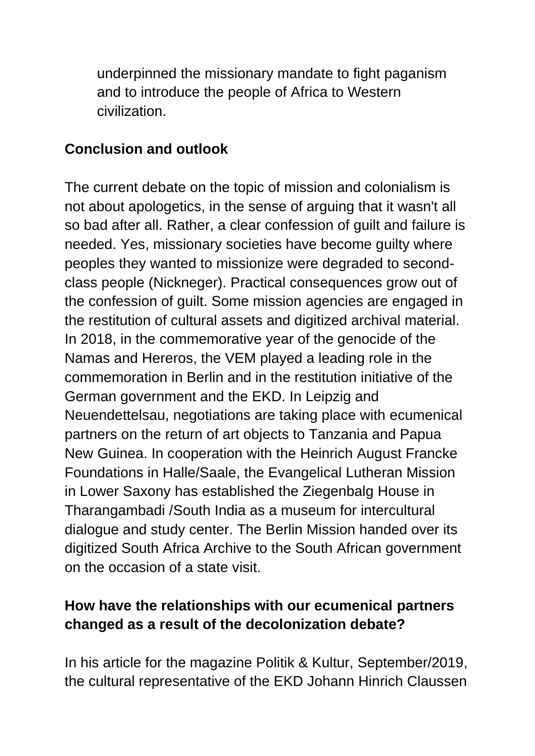underpinned the missionary mandate to fight paganism and to introduce the people of Africa to Western civilization.

## Conclusion and outlook

The current debate on the topic of mission and colonialism is not about apologetics, in the sense of arguing that it wasn't all so bad after all. Rather, a clear confession of guilt and failure is needed. Yes, missionary societies have become guilty where peoples they wanted to missionize were degraded to second-class people (Nickneger). Practical consequences grow out of the confession of guilt. Some mission agencies are engaged in the restitution of cultural assets and digitized archival material. In 2018, in the commemorative year of the genocide of the Namas and Hereros, the VEM played a leading role in the commemoration in Berlin and in the restitution initiative of the German government and the EKD. In Leipzig and Neuendettelsau, negotiations are taking place with ecumenical partners on the return of art objects to Tanzania and Papua New Guinea. In cooperation with the Heinrich August Francke Foundations in Halle/Saale, the Evangelical Lutheran Mission in Lower Saxony has established the Ziegenbalg House in Tharangambadi /South India as a museum for intercultural dialogue and study center. The Berlin Mission handed over its digitized South Africa Archive to the South African government on the occasion of a state visit.

## How have the relationships with our ecumenical partners changed as a result of the decolonization debate?

In his article for the magazine Politik & Kultur, September/2019, the cultural representative of the EKD Johann Hinrich Claussen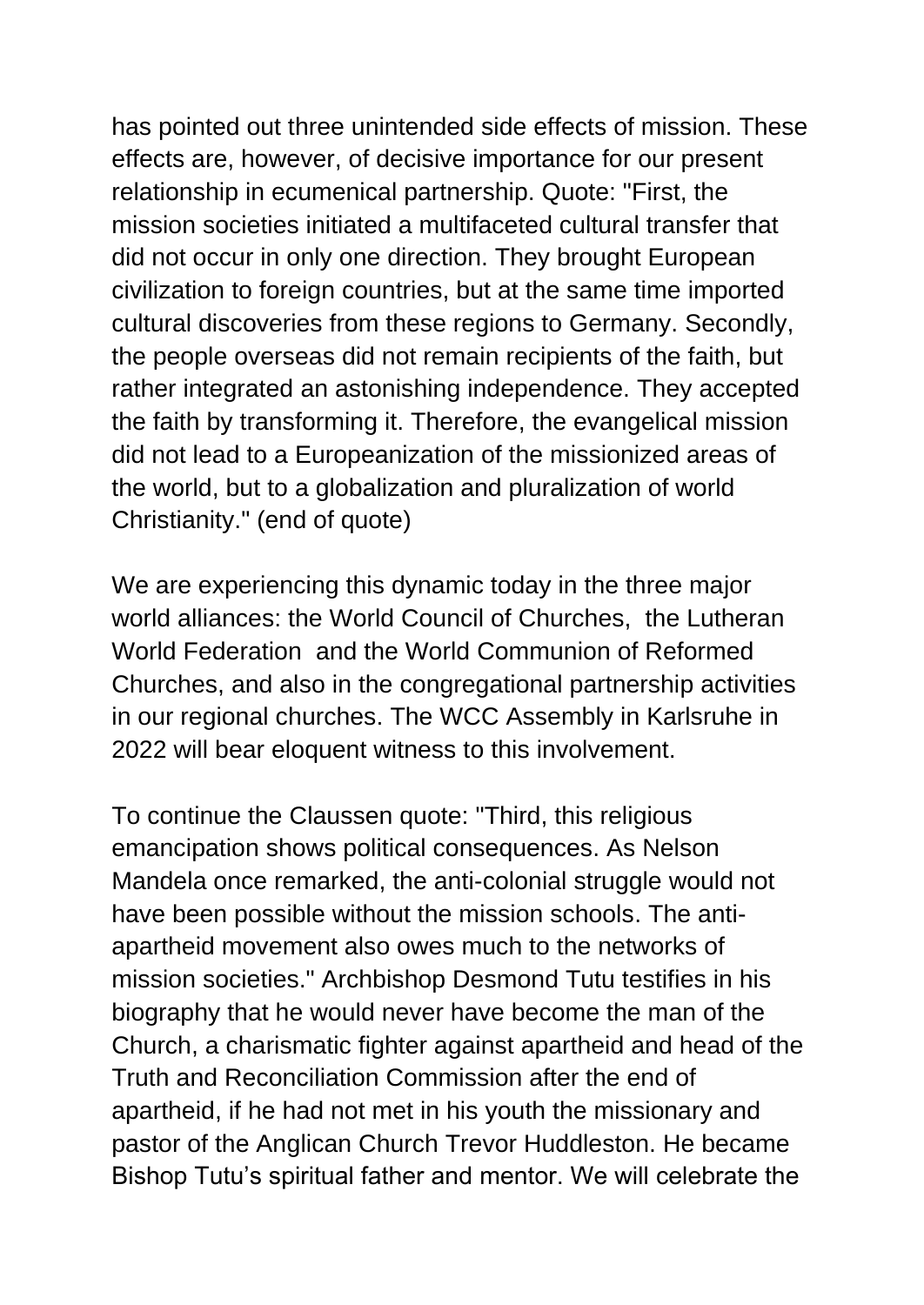has pointed out three unintended side effects of mission. These effects are, however, of decisive importance for our present relationship in ecumenical partnership. Quote: "First, the mission societies initiated a multifaceted cultural transfer that did not occur in only one direction. They brought European civilization to foreign countries, but at the same time imported cultural discoveries from these regions to Germany. Secondly, the people overseas did not remain recipients of the faith, but rather integrated an astonishing independence. They accepted the faith by transforming it. Therefore, the evangelical mission did not lead to a Europeanization of the missionized areas of the world, but to a globalization and pluralization of world Christianity." (end of quote)

We are experiencing this dynamic today in the three major world alliances: the World Council of Churches, the Lutheran World Federation and the World Communion of Reformed Churches, and also in the congregational partnership activities in our regional churches. The WCC Assembly in Karlsruhe in 2022 will bear eloquent witness to this involvement.

To continue the Claussen quote: "Third, this religious emancipation shows political consequences. As Nelson Mandela once remarked, the anti-colonial struggle would not have been possible without the mission schools. The anti-apartheid movement also owes much to the networks of mission societies." Archbishop Desmond Tutu testifies in his biography that he would never have become the man of the Church, a charismatic fighter against apartheid and head of the Truth and Reconciliation Commission after the end of apartheid, if he had not met in his youth the missionary and pastor of the Anglican Church Trevor Huddleston. He became Bishop Tutu's spiritual father and mentor. We will celebrate the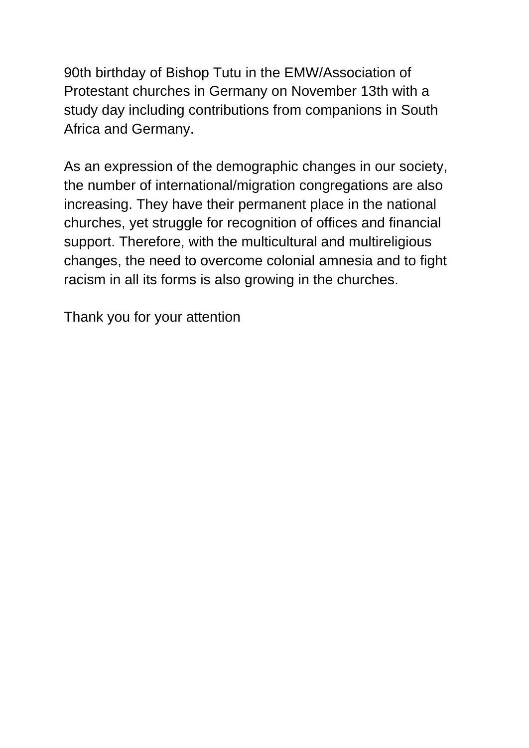90th birthday of Bishop Tutu in the EMW/Association of Protestant churches in Germany on November 13th with a study day including contributions from companions in South Africa and Germany.

As an expression of the demographic changes in our society, the number of international/migration congregations are also increasing. They have their permanent place in the national churches, yet struggle for recognition of offices and financial support. Therefore, with the multicultural and multireligious changes, the need to overcome colonial amnesia and to fight racism in all its forms is also growing in the churches.

Thank you for your attention